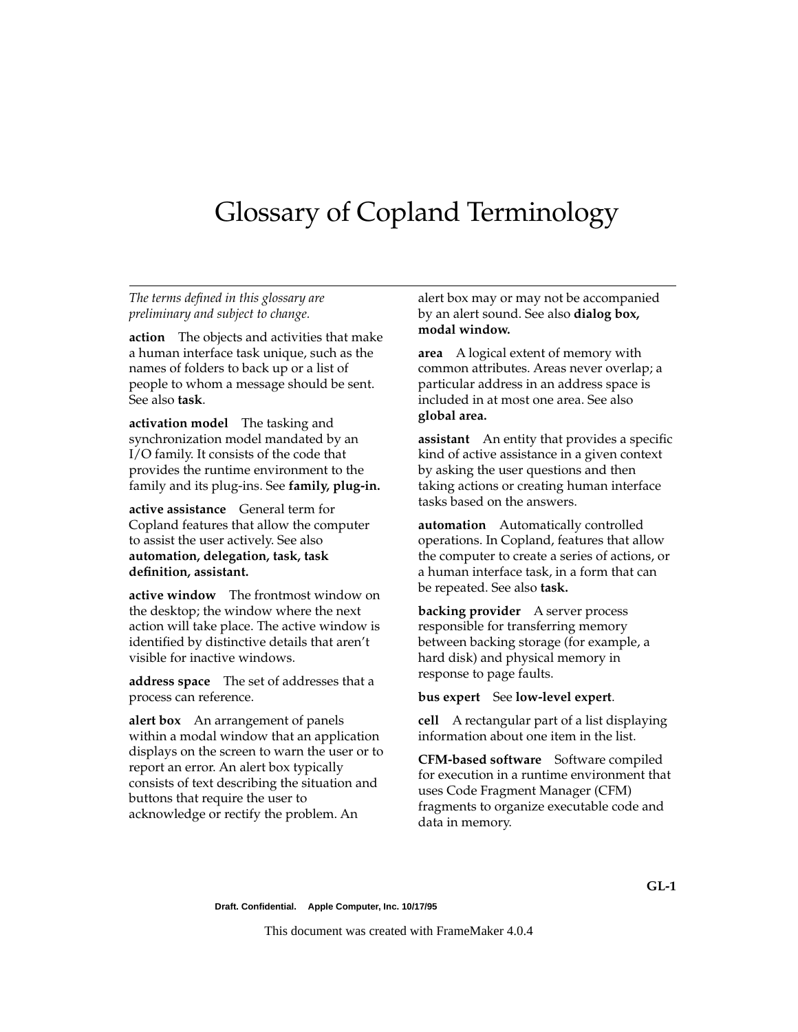# Glossary of Copland Terminology

*The terms defined in this glossary are preliminary and subject to change.*

**action** The objects and activities that make a human interface task unique, such as the names of folders to back up or a list of people to whom a message should be sent. See also **task**.

**activation model** The tasking and synchronization model mandated by an I/O family. It consists of the code that provides the runtime environment to the family and its plug-ins. See **family, plug-in.**

**active assistance** General term for Copland features that allow the computer to assist the user actively. See also **automation, delegation, task, task definition, assistant.**

**active window** The frontmost window on the desktop; the window where the next action will take place. The active window is identified by distinctive details that aren't visible for inactive windows.

**address space** The set of addresses that a process can reference.

**alert box** An arrangement of panels within a modal window that an application displays on the screen to warn the user or to report an error. An alert box typically consists of text describing the situation and buttons that require the user to acknowledge or rectify the problem. An alert box may or may not be accompanied by an alert sound. See also **dialog box, modal window.**

**area** A logical extent of memory with common attributes. Areas never overlap; a particular address in an address space is included in at most one area. See also **global area.**

**assistant** An entity that provides a specific kind of active assistance in a given context by asking the user questions and then taking actions or creating human interface tasks based on the answers.

**automation** Automatically controlled operations. In Copland, features that allow the computer to create a series of actions, or a human interface task, in a form that can be repeated. See also **task.**

**backing provider** A server process responsible for transferring memory between backing storage (for example, a hard disk) and physical memory in response to page faults.

**bus expert** See **low-level expert**.

**cell** A rectangular part of a list displaying information about one item in the list.

**CFM-based software** Software compiled for execution in a runtime environment that uses Code Fragment Manager (CFM) fragments to organize executable code and data in memory.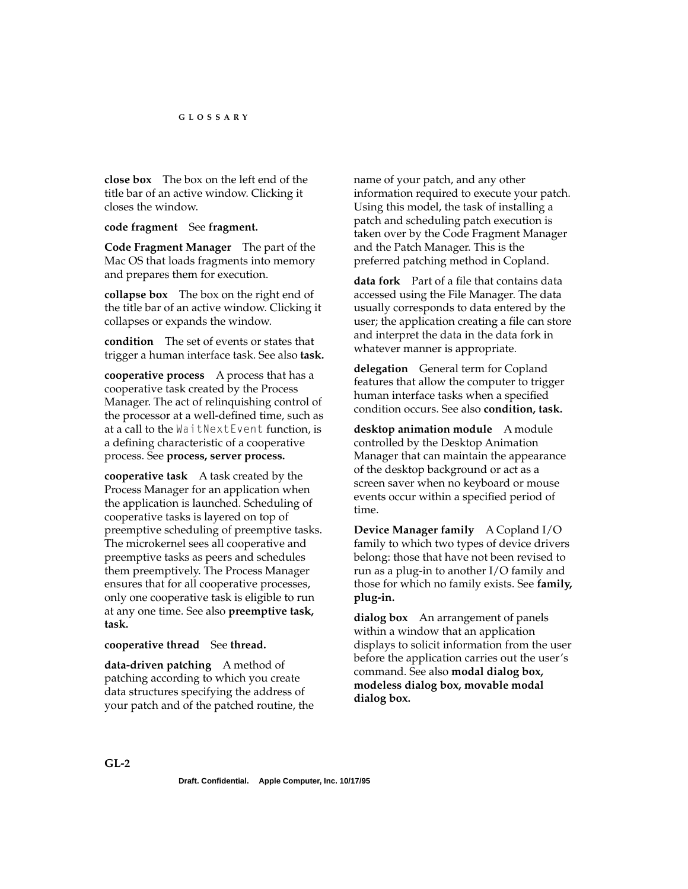**close box** The box on the left end of the title bar of an active window. Clicking it closes the window.

**code fragment** See **fragment.**

**Code Fragment Manager** The part of the Mac OS that loads fragments into memory and prepares them for execution.

**collapse box** The box on the right end of the title bar of an active window. Clicking it collapses or expands the window.

**condition** The set of events or states that trigger a human interface task. See also **task.**

**cooperative process** A process that has a cooperative task created by the Process Manager. The act of relinquishing control of the processor at a well-defined time, such as at a call to the `WaitNextEvent` function, is a defining characteristic of a cooperative process. See **process, server process.**

**cooperative task** A task created by the Process Manager for an application when the application is launched. Scheduling of cooperative tasks is layered on top of preemptive scheduling of preemptive tasks. The microkernel sees all cooperative and preemptive tasks as peers and schedules them preemptively. The Process Manager ensures that for all cooperative processes, only one cooperative task is eligible to run at any one time. See also **preemptive task, task.**

**cooperative thread** See **thread.**

**data-driven patching** A method of patching according to which you create data structures specifying the address of your patch and of the patched routine, the name of your patch, and any other information required to execute your patch. Using this model, the task of installing a patch and scheduling patch execution is taken over by the Code Fragment Manager and the Patch Manager. This is the preferred patching method in Copland.

**data fork** Part of a file that contains data accessed using the File Manager. The data usually corresponds to data entered by the user; the application creating a file can store and interpret the data in the data fork in whatever manner is appropriate.

**delegation** General term for Copland features that allow the computer to trigger human interface tasks when a specified condition occurs. See also **condition, task.**

**desktop animation module** A module controlled by the Desktop Animation Manager that can maintain the appearance of the desktop background or act as a screen saver when no keyboard or mouse events occur within a specified period of time.

**Device Manager family** A Copland I/O family to which two types of device drivers belong: those that have not been revised to run as a plug-in to another I/O family and those for which no family exists. See **family, plug-in.**

**dialog box** An arrangement of panels within a window that an application displays to solicit information from the user before the application carries out the user's command. See also **modal dialog box, modeless dialog box, movable modal dialog box.**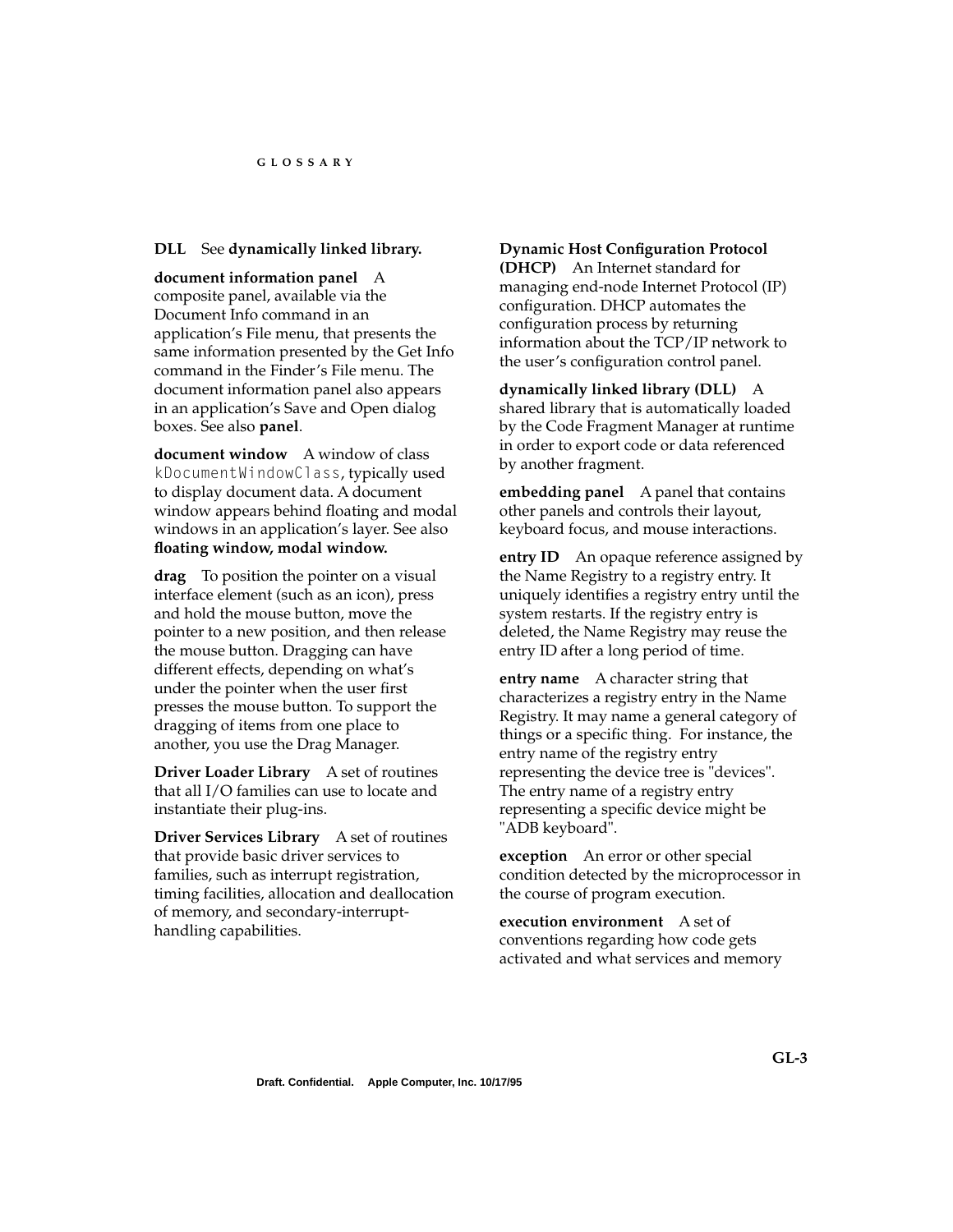**DLL** See **dynamically linked library.**

**document information panel** A composite panel, available via the Document Info command in an application's File menu, that presents the same information presented by the Get Info command in the Finder's File menu. The document information panel also appears in an application's Save and Open dialog boxes. See also **panel**.

**document window** A window of class `kDocumentWindowClass`, typically used to display document data. A document window appears behind floating and modal windows in an application's layer. See also **floating window, modal window.**

**drag** To position the pointer on a visual interface element (such as an icon), press and hold the mouse button, move the pointer to a new position, and then release the mouse button. Dragging can have different effects, depending on what's under the pointer when the user first presses the mouse button. To support the dragging of items from one place to another, you use the Drag Manager.

**Driver Loader Library** A set of routines that all I/O families can use to locate and instantiate their plug-ins.

**Driver Services Library** A set of routines that provide basic driver services to families, such as interrupt registration, timing facilities, allocation and deallocation of memory, and secondary-interrupt-handling capabilities.

**Dynamic Host Configuration Protocol (DHCP)** An Internet standard for managing end-node Internet Protocol (IP) configuration. DHCP automates the configuration process by returning information about the TCP/IP network to the user's configuration control panel.

**dynamically linked library (DLL)** A shared library that is automatically loaded by the Code Fragment Manager at runtime in order to export code or data referenced by another fragment.

**embedding panel** A panel that contains other panels and controls their layout, keyboard focus, and mouse interactions.

**entry ID** An opaque reference assigned by the Name Registry to a registry entry. It uniquely identifies a registry entry until the system restarts. If the registry entry is deleted, the Name Registry may reuse the entry ID after a long period of time.

**entry name** A character string that characterizes a registry entry in the Name Registry. It may name a general category of things or a specific thing. For instance, the entry name of the registry entry representing the device tree is "devices". The entry name of a registry entry representing a specific device might be "ADB keyboard".

**exception** An error or other special condition detected by the microprocessor in the course of program execution.

**execution environment** A set of conventions regarding how code gets activated and what services and memory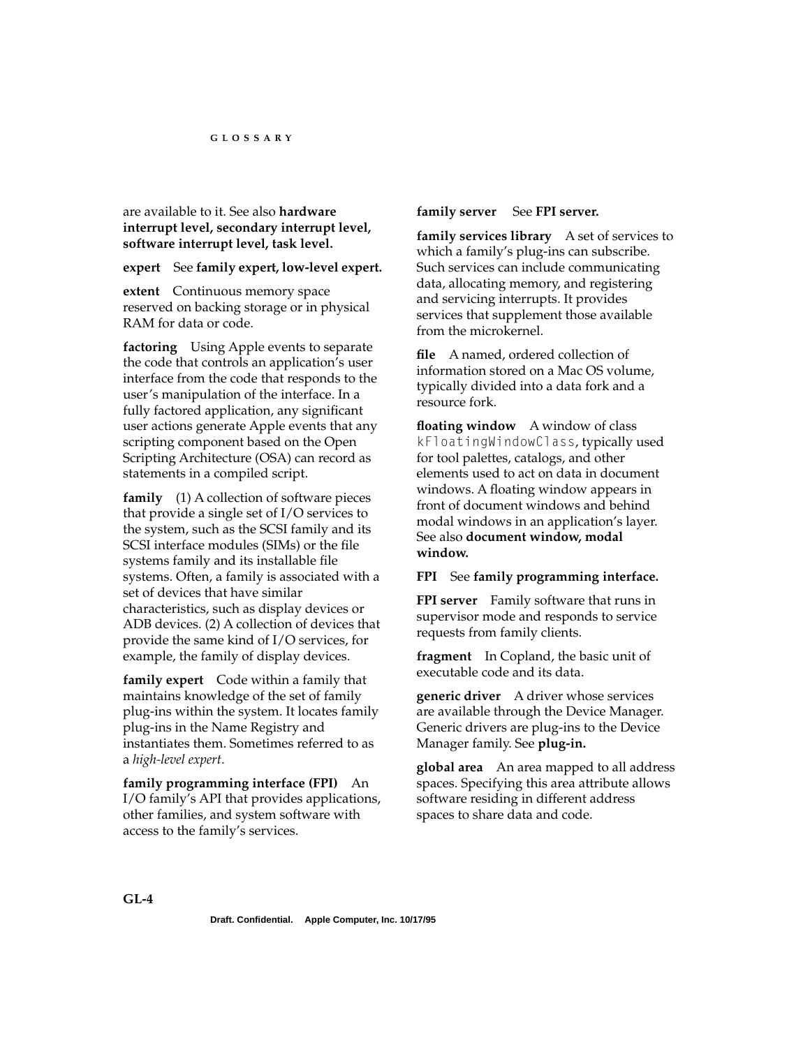are available to it. See also **hardware interrupt level, secondary interrupt level, software interrupt level, task level.**

**expert** See **family expert, low-level expert.**

**extent** Continuous memory space reserved on backing storage or in physical RAM for data or code.

**factoring** Using Apple events to separate the code that controls an application's user interface from the code that responds to the user's manipulation of the interface. In a fully factored application, any significant user actions generate Apple events that any scripting component based on the Open Scripting Architecture (OSA) can record as statements in a compiled script.

**family** (1) A collection of software pieces that provide a single set of I/O services to the system, such as the SCSI family and its SCSI interface modules (SIMs) or the file systems family and its installable file systems. Often, a family is associated with a set of devices that have similar characteristics, such as display devices or ADB devices. (2) A collection of devices that provide the same kind of I/O services, for example, the family of display devices.

**family expert** Code within a family that maintains knowledge of the set of family plug-ins within the system. It locates family plug-ins in the Name Registry and instantiates them. Sometimes referred to as a *high-level expert*.

**family programming interface (FPI)** An I/O family's API that provides applications, other families, and system software with access to the family's services.

**family server** See **FPI server.**

**family services library** A set of services to which a family's plug-ins can subscribe. Such services can include communicating data, allocating memory, and registering and servicing interrupts. It provides services that supplement those available from the microkernel.

**file** A named, ordered collection of information stored on a Mac OS volume, typically divided into a data fork and a resource fork.

**floating window** A window of class `kFloatingWindowClass`, typically used for tool palettes, catalogs, and other elements used to act on data in document windows. A floating window appears in front of document windows and behind modal windows in an application's layer. See also **document window, modal window.**

**FPI** See **family programming interface.**

**FPI server** Family software that runs in supervisor mode and responds to service requests from family clients.

**fragment** In Copland, the basic unit of executable code and its data.

**generic driver** A driver whose services are available through the Device Manager. Generic drivers are plug-ins to the Device Manager family. See **plug-in.**

**global area** An area mapped to all address spaces. Specifying this area attribute allows software residing in different address spaces to share data and code.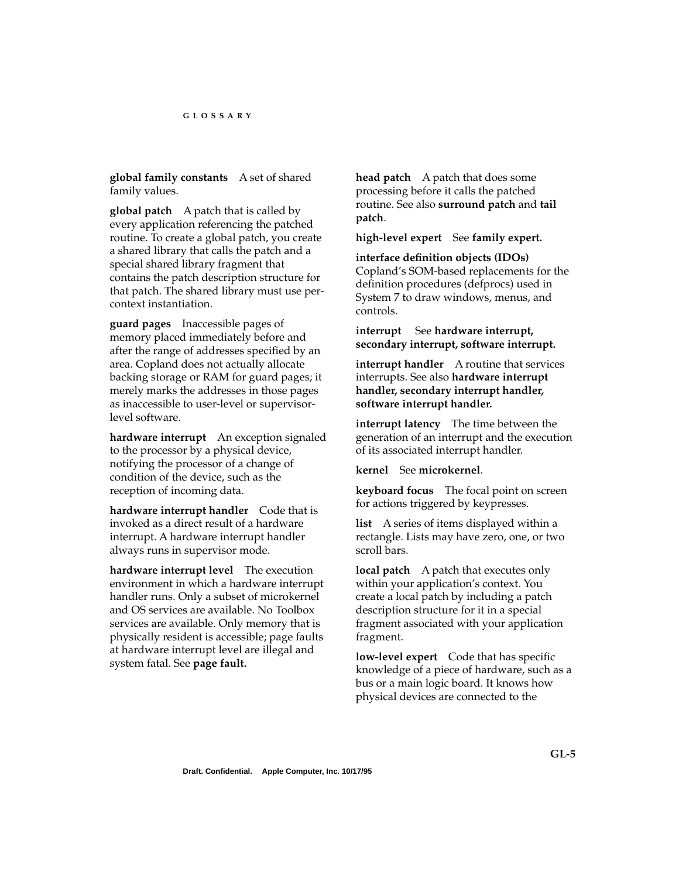**global family constants** A set of shared family values.

**global patch** A patch that is called by every application referencing the patched routine. To create a global patch, you create a shared library that calls the patch and a special shared library fragment that contains the patch description structure for that patch. The shared library must use per-context instantiation.

**guard pages** Inaccessible pages of memory placed immediately before and after the range of addresses specified by an area. Copland does not actually allocate backing storage or RAM for guard pages; it merely marks the addresses in those pages as inaccessible to user-level or supervisor-level software.

**hardware interrupt** An exception signaled to the processor by a physical device, notifying the processor of a change of condition of the device, such as the reception of incoming data.

**hardware interrupt handler** Code that is invoked as a direct result of a hardware interrupt. A hardware interrupt handler always runs in supervisor mode.

**hardware interrupt level** The execution environment in which a hardware interrupt handler runs. Only a subset of microkernel and OS services are available. No Toolbox services are available. Only memory that is physically resident is accessible; page faults at hardware interrupt level are illegal and system fatal. See **page fault.**

**head patch** A patch that does some processing before it calls the patched routine. See also **surround patch** and **tail patch**.

**high-level expert** See **family expert.**

**interface definition objects (IDOs)** Copland's SOM-based replacements for the definition procedures (defprocs) used in System 7 to draw windows, menus, and controls.

**interrupt** See **hardware interrupt, secondary interrupt, software interrupt.**

**interrupt handler** A routine that services interrupts. See also **hardware interrupt handler, secondary interrupt handler, software interrupt handler.**

**interrupt latency** The time between the generation of an interrupt and the execution of its associated interrupt handler.

**kernel** See **microkernel**.

**keyboard focus** The focal point on screen for actions triggered by keypresses.

**list** A series of items displayed within a rectangle. Lists may have zero, one, or two scroll bars.

**local patch** A patch that executes only within your application's context. You create a local patch by including a patch description structure for it in a special fragment associated with your application fragment.

**low-level expert** Code that has specific knowledge of a piece of hardware, such as a bus or a main logic board. It knows how physical devices are connected to the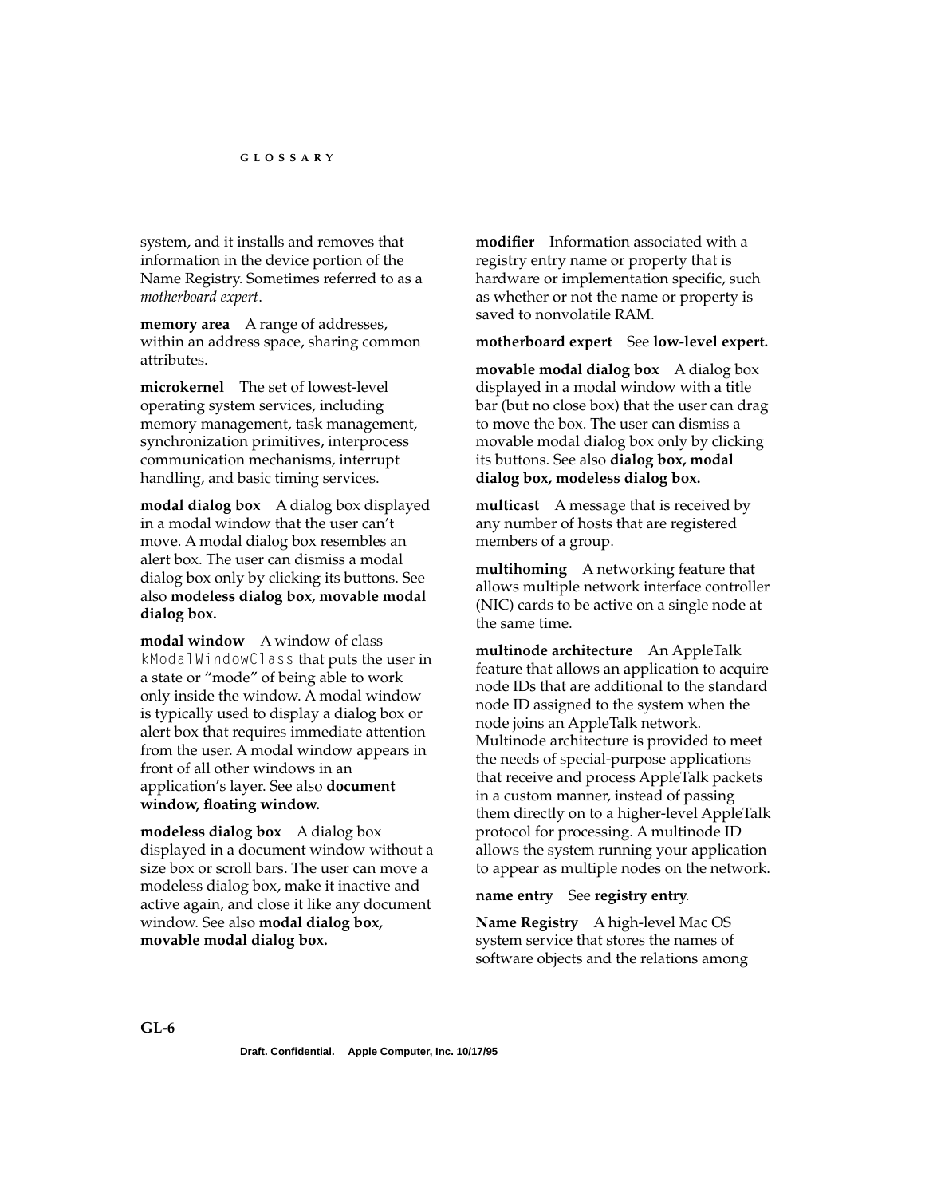system, and it installs and removes that information in the device portion of the Name Registry. Sometimes referred to as a *motherboard expert*.

**memory area** A range of addresses, within an address space, sharing common attributes.

**microkernel** The set of lowest-level operating system services, including memory management, task management, synchronization primitives, interprocess communication mechanisms, interrupt handling, and basic timing services.

**modal dialog box** A dialog box displayed in a modal window that the user can't move. A modal dialog box resembles an alert box. The user can dismiss a modal dialog box only by clicking its buttons. See also **modeless dialog box, movable modal dialog box.**

**modal window** A window of class `kModalWindowClass` that puts the user in a state or "mode" of being able to work only inside the window. A modal window is typically used to display a dialog box or alert box that requires immediate attention from the user. A modal window appears in front of all other windows in an application's layer. See also **document window, floating window.**

**modeless dialog box** A dialog box displayed in a document window without a size box or scroll bars. The user can move a modeless dialog box, make it inactive and active again, and close it like any document window. See also **modal dialog box, movable modal dialog box.**

**modifier** Information associated with a registry entry name or property that is hardware or implementation specific, such as whether or not the name or property is saved to nonvolatile RAM.

**motherboard expert** See **low-level expert.**

**movable modal dialog box** A dialog box displayed in a modal window with a title bar (but no close box) that the user can drag to move the box. The user can dismiss a movable modal dialog box only by clicking its buttons. See also **dialog box, modal dialog box, modeless dialog box.**

**multicast** A message that is received by any number of hosts that are registered members of a group.

**multihoming** A networking feature that allows multiple network interface controller (NIC) cards to be active on a single node at the same time.

**multinode architecture** An AppleTalk feature that allows an application to acquire node IDs that are additional to the standard node ID assigned to the system when the node joins an AppleTalk network. Multinode architecture is provided to meet the needs of special-purpose applications that receive and process AppleTalk packets in a custom manner, instead of passing them directly on to a higher-level AppleTalk protocol for processing. A multinode ID allows the system running your application to appear as multiple nodes on the network.

**name entry** See **registry entry**.

**Name Registry** A high-level Mac OS system service that stores the names of software objects and the relations among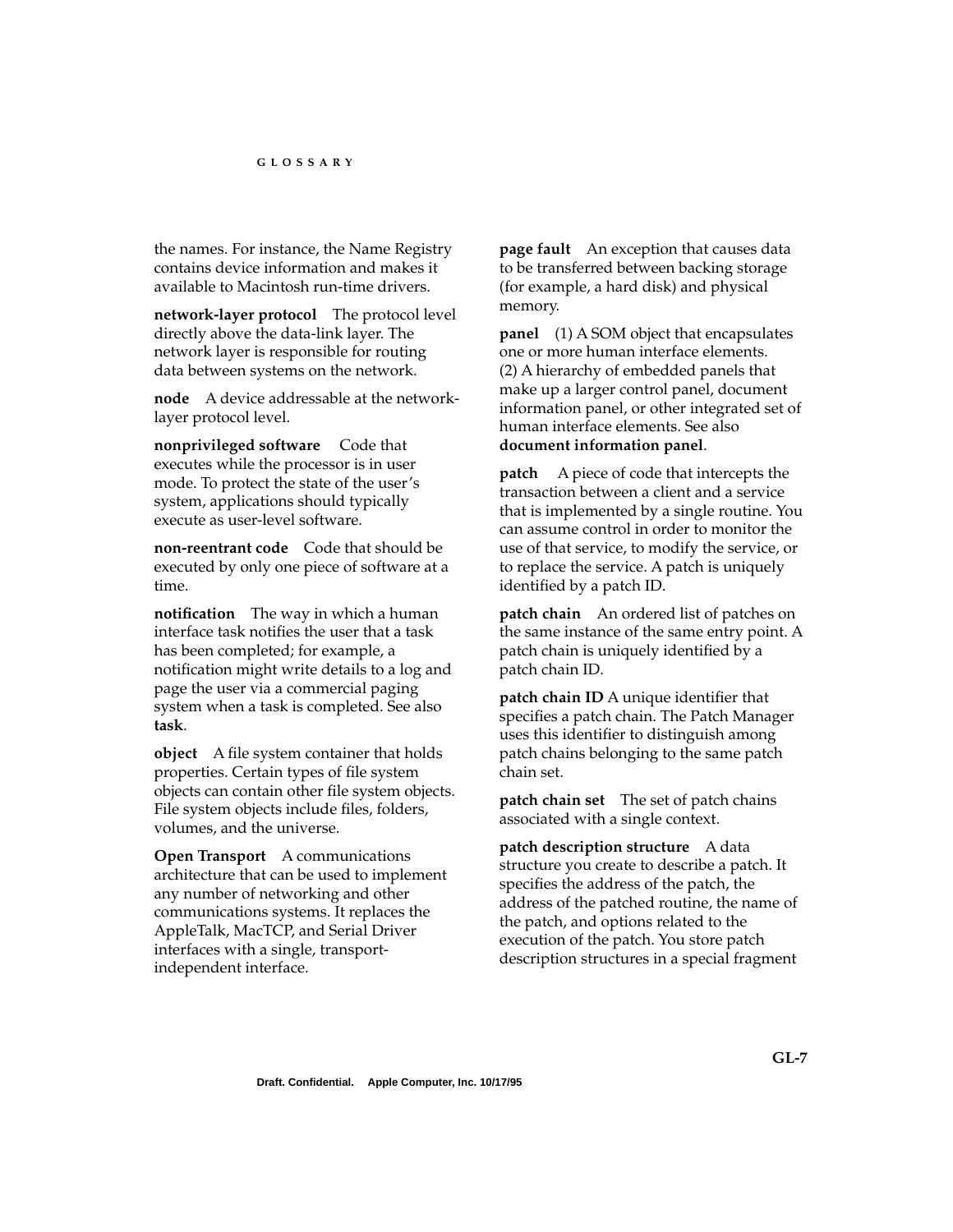the names. For instance, the Name Registry contains device information and makes it available to Macintosh run-time drivers.

**network-layer protocol** The protocol level directly above the data-link layer. The network layer is responsible for routing data between systems on the network.

**node** A device addressable at the network-layer protocol level.

**nonprivileged software** Code that executes while the processor is in user mode. To protect the state of the user's system, applications should typically execute as user-level software.

**non-reentrant code** Code that should be executed by only one piece of software at a time.

**notification** The way in which a human interface task notifies the user that a task has been completed; for example, a notification might write details to a log and page the user via a commercial paging system when a task is completed. See also **task**.

**object** A file system container that holds properties. Certain types of file system objects can contain other file system objects. File system objects include files, folders, volumes, and the universe.

**Open Transport** A communications architecture that can be used to implement any number of networking and other communications systems. It replaces the AppleTalk, MacTCP, and Serial Driver interfaces with a single, transport-independent interface.

**page fault** An exception that causes data to be transferred between backing storage (for example, a hard disk) and physical memory.

**panel** (1) A SOM object that encapsulates one or more human interface elements. (2) A hierarchy of embedded panels that make up a larger control panel, document information panel, or other integrated set of human interface elements. See also **document information panel**.

**patch** A piece of code that intercepts the transaction between a client and a service that is implemented by a single routine. You can assume control in order to monitor the use of that service, to modify the service, or to replace the service. A patch is uniquely identified by a patch ID.

**patch chain** An ordered list of patches on the same instance of the same entry point. A patch chain is uniquely identified by a patch chain ID.

**patch chain ID** A unique identifier that specifies a patch chain. The Patch Manager uses this identifier to distinguish among patch chains belonging to the same patch chain set.

**patch chain set** The set of patch chains associated with a single context.

**patch description structure** A data structure you create to describe a patch. It specifies the address of the patch, the address of the patched routine, the name of the patch, and options related to the execution of the patch. You store patch description structures in a special fragment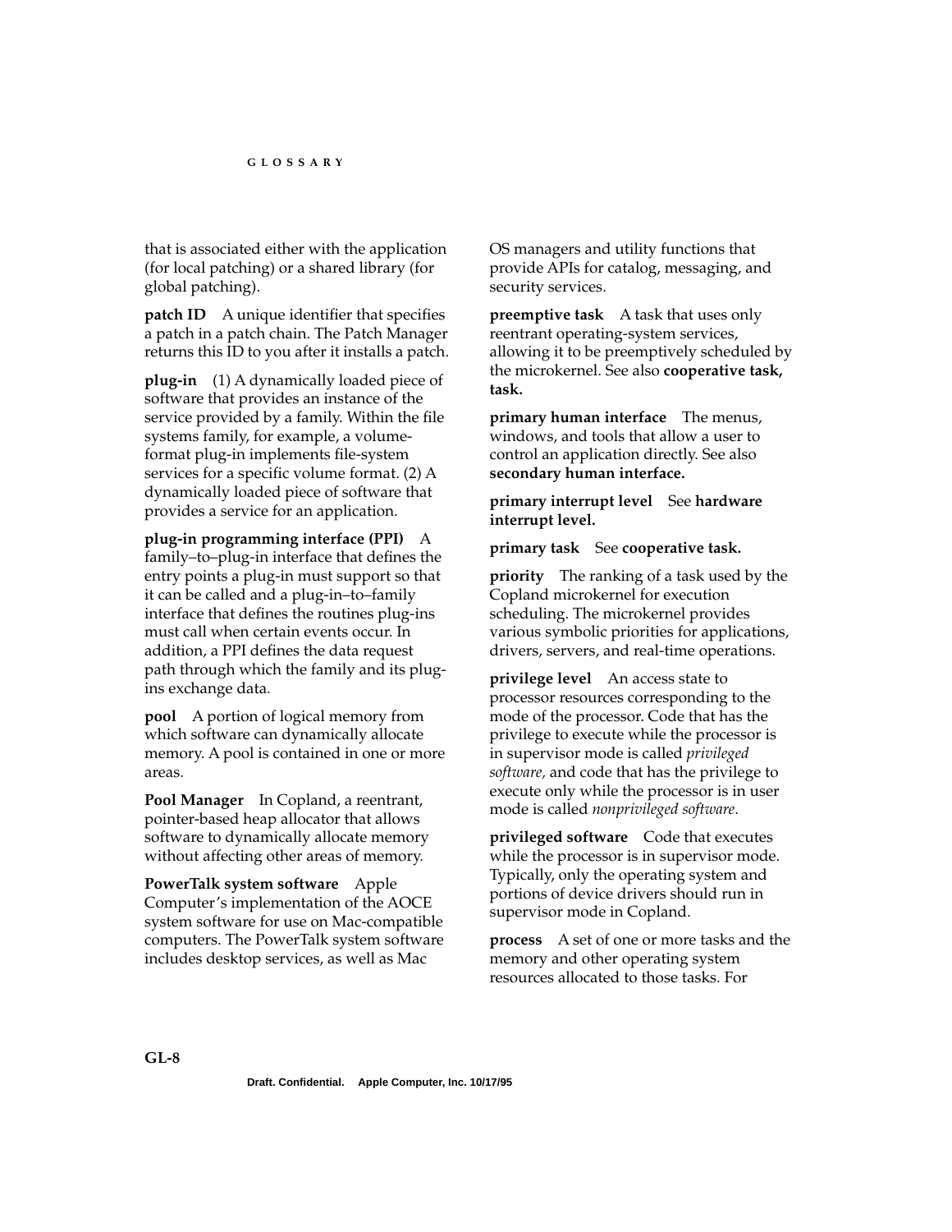that is associated either with the application (for local patching) or a shared library (for global patching).

**patch ID** A unique identifier that specifies a patch in a patch chain. The Patch Manager returns this ID to you after it installs a patch.

**plug-in** (1) A dynamically loaded piece of software that provides an instance of the service provided by a family. Within the file systems family, for example, a volume-format plug-in implements file-system services for a specific volume format. (2) A dynamically loaded piece of software that provides a service for an application.

**plug-in programming interface (PPI)** A family–to–plug-in interface that defines the entry points a plug-in must support so that it can be called and a plug-in–to–family interface that defines the routines plug-ins must call when certain events occur. In addition, a PPI defines the data request path through which the family and its plug-ins exchange data.

**pool** A portion of logical memory from which software can dynamically allocate memory. A pool is contained in one or more areas.

**Pool Manager** In Copland, a reentrant, pointer-based heap allocator that allows software to dynamically allocate memory without affecting other areas of memory.

**PowerTalk system software** Apple Computer's implementation of the AOCE system software for use on Mac-compatible computers. The PowerTalk system software includes desktop services, as well as Mac OS managers and utility functions that provide APIs for catalog, messaging, and security services.

**preemptive task** A task that uses only reentrant operating-system services, allowing it to be preemptively scheduled by the microkernel. See also **cooperative task, task.**

**primary human interface** The menus, windows, and tools that allow a user to control an application directly. See also **secondary human interface.**

**primary interrupt level** See **hardware interrupt level.**

**primary task** See **cooperative task.**

**priority** The ranking of a task used by the Copland microkernel for execution scheduling. The microkernel provides various symbolic priorities for applications, drivers, servers, and real-time operations.

**privilege level** An access state to processor resources corresponding to the mode of the processor. Code that has the privilege to execute while the processor is in supervisor mode is called *privileged software,* and code that has the privilege to execute only while the processor is in user mode is called *nonprivileged software*.

**privileged software** Code that executes while the processor is in supervisor mode. Typically, only the operating system and portions of device drivers should run in supervisor mode in Copland.

**process** A set of one or more tasks and the memory and other operating system resources allocated to those tasks. For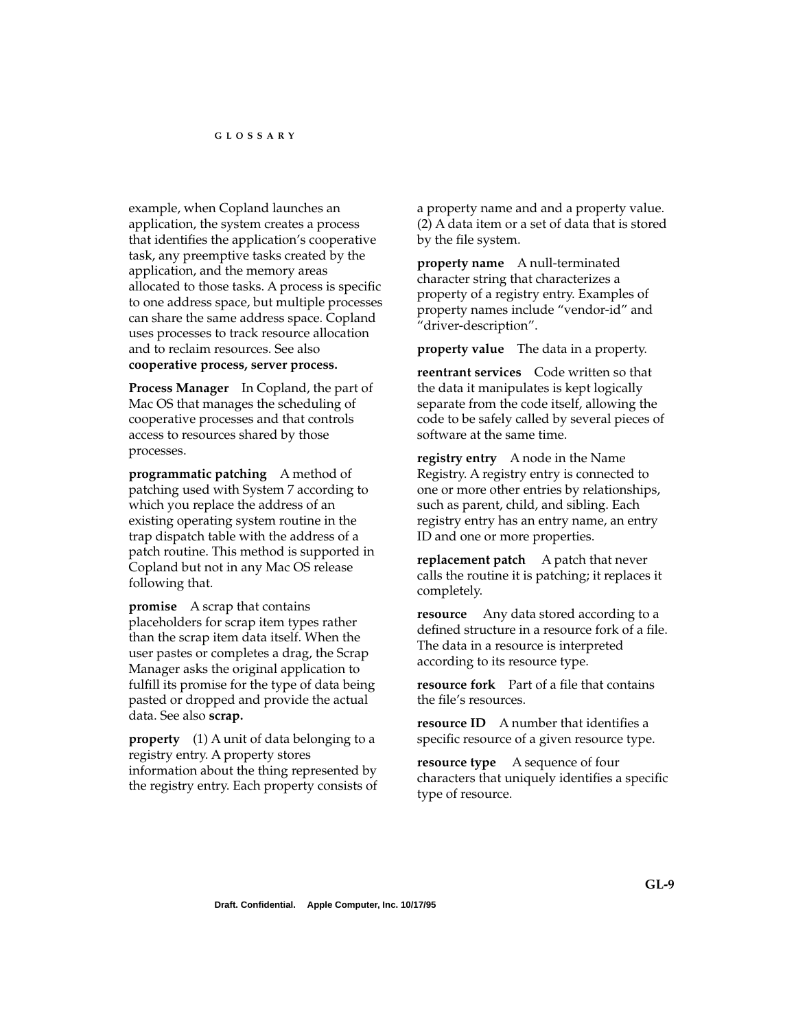example, when Copland launches an application, the system creates a process that identifies the application's cooperative task, any preemptive tasks created by the application, and the memory areas allocated to those tasks. A process is specific to one address space, but multiple processes can share the same address space. Copland uses processes to track resource allocation and to reclaim resources. See also **cooperative process, server process.**

**Process Manager** In Copland, the part of Mac OS that manages the scheduling of cooperative processes and that controls access to resources shared by those processes.

**programmatic patching** A method of patching used with System 7 according to which you replace the address of an existing operating system routine in the trap dispatch table with the address of a patch routine. This method is supported in Copland but not in any Mac OS release following that.

**promise** A scrap that contains placeholders for scrap item types rather than the scrap item data itself. When the user pastes or completes a drag, the Scrap Manager asks the original application to fulfill its promise for the type of data being pasted or dropped and provide the actual data. See also **scrap.**

**property** (1) A unit of data belonging to a registry entry. A property stores information about the thing represented by the registry entry. Each property consists of a property name and and a property value. (2) A data item or a set of data that is stored by the file system.

**property name** A null-terminated character string that characterizes a property of a registry entry. Examples of property names include "vendor-id" and "driver-description".

**property value** The data in a property.

**reentrant services** Code written so that the data it manipulates is kept logically separate from the code itself, allowing the code to be safely called by several pieces of software at the same time.

**registry entry** A node in the Name Registry. A registry entry is connected to one or more other entries by relationships, such as parent, child, and sibling. Each registry entry has an entry name, an entry ID and one or more properties.

**replacement patch** A patch that never calls the routine it is patching; it replaces it completely.

**resource** Any data stored according to a defined structure in a resource fork of a file. The data in a resource is interpreted according to its resource type.

**resource fork** Part of a file that contains the file's resources.

**resource ID** A number that identifies a specific resource of a given resource type.

**resource type** A sequence of four characters that uniquely identifies a specific type of resource.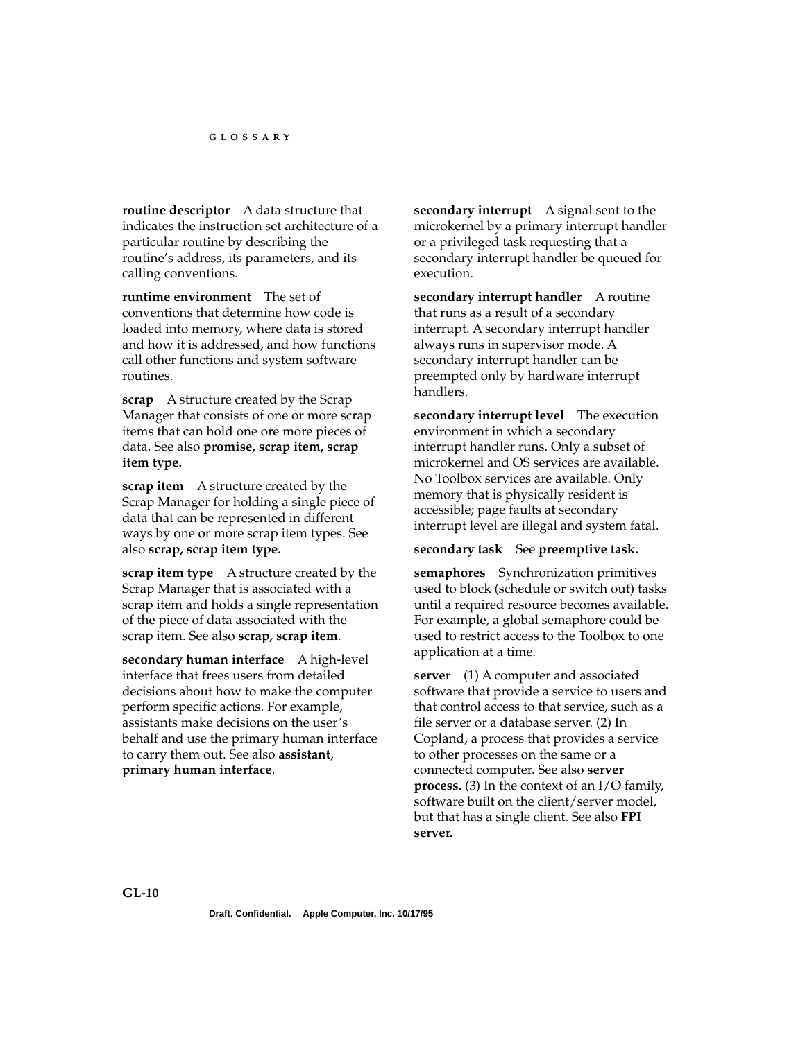**routine descriptor** A data structure that indicates the instruction set architecture of a particular routine by describing the routine's address, its parameters, and its calling conventions.

**runtime environment** The set of conventions that determine how code is loaded into memory, where data is stored and how it is addressed, and how functions call other functions and system software routines.

**scrap** A structure created by the Scrap Manager that consists of one or more scrap items that can hold one ore more pieces of data. See also **promise, scrap item, scrap item type.**

**scrap item** A structure created by the Scrap Manager for holding a single piece of data that can be represented in different ways by one or more scrap item types. See also **scrap, scrap item type.**

**scrap item type** A structure created by the Scrap Manager that is associated with a scrap item and holds a single representation of the piece of data associated with the scrap item. See also **scrap, scrap item**.

**secondary human interface** A high-level interface that frees users from detailed decisions about how to make the computer perform specific actions. For example, assistants make decisions on the user's behalf and use the primary human interface to carry them out. See also **assistant**, **primary human interface**.

**secondary interrupt** A signal sent to the microkernel by a primary interrupt handler or a privileged task requesting that a secondary interrupt handler be queued for execution.

**secondary interrupt handler** A routine that runs as a result of a secondary interrupt. A secondary interrupt handler always runs in supervisor mode. A secondary interrupt handler can be preempted only by hardware interrupt handlers.

**secondary interrupt level** The execution environment in which a secondary interrupt handler runs. Only a subset of microkernel and OS services are available. No Toolbox services are available. Only memory that is physically resident is accessible; page faults at secondary interrupt level are illegal and system fatal.

**secondary task** See **preemptive task.**

**semaphores** Synchronization primitives used to block (schedule or switch out) tasks until a required resource becomes available. For example, a global semaphore could be used to restrict access to the Toolbox to one application at a time.

**server** (1) A computer and associated software that provide a service to users and that control access to that service, such as a file server or a database server. (2) In Copland, a process that provides a service to other processes on the same or a connected computer. See also **server process.** (3) In the context of an I/O family, software built on the client/server model, but that has a single client. See also **FPI server.**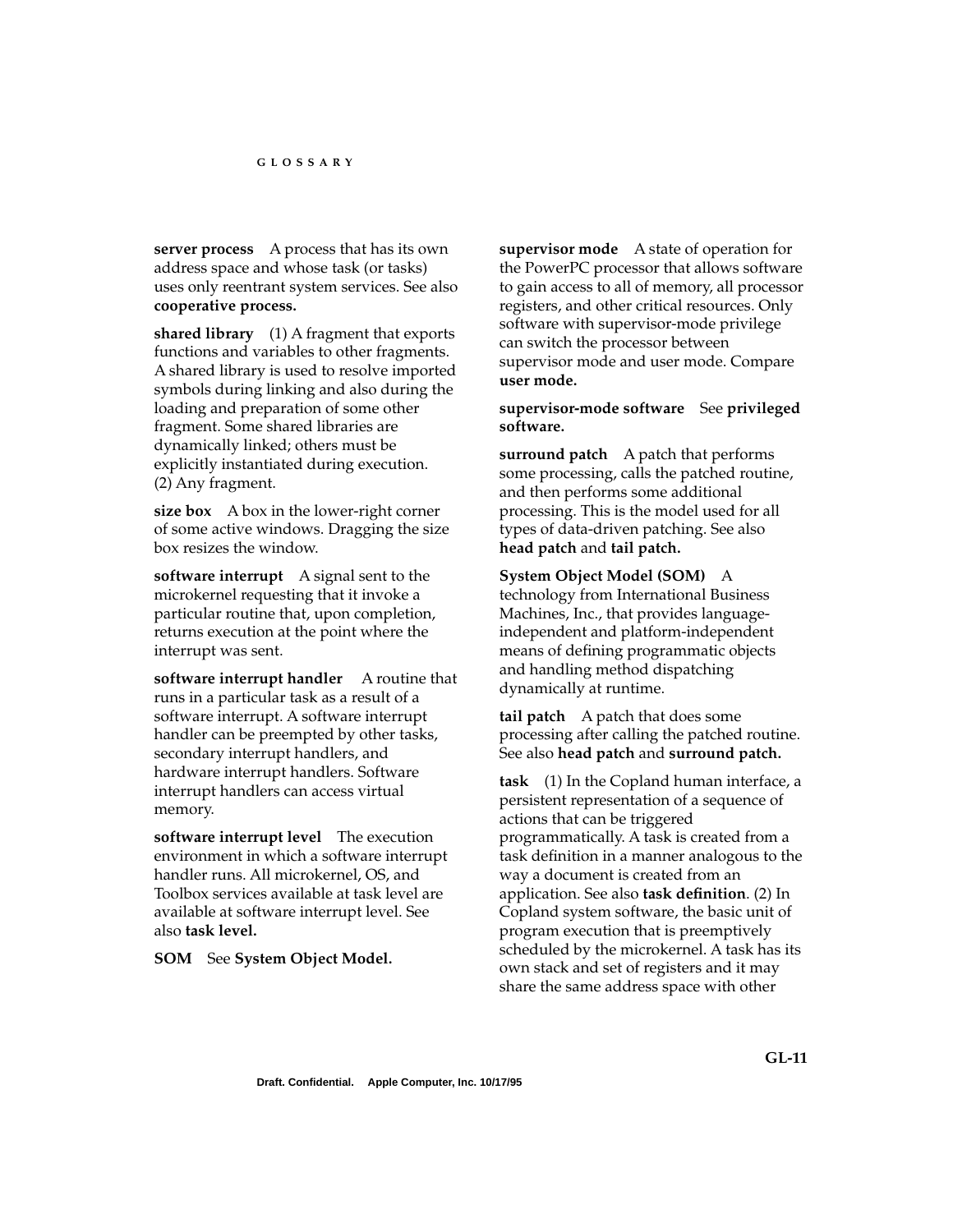**server process** A process that has its own address space and whose task (or tasks) uses only reentrant system services. See also **cooperative process.**

**shared library** (1) A fragment that exports functions and variables to other fragments. A shared library is used to resolve imported symbols during linking and also during the loading and preparation of some other fragment. Some shared libraries are dynamically linked; others must be explicitly instantiated during execution. (2) Any fragment.

**size box** A box in the lower-right corner of some active windows. Dragging the size box resizes the window.

**software interrupt** A signal sent to the microkernel requesting that it invoke a particular routine that, upon completion, returns execution at the point where the interrupt was sent.

**software interrupt handler** A routine that runs in a particular task as a result of a software interrupt. A software interrupt handler can be preempted by other tasks, secondary interrupt handlers, and hardware interrupt handlers. Software interrupt handlers can access virtual memory.

**software interrupt level** The execution environment in which a software interrupt handler runs. All microkernel, OS, and Toolbox services available at task level are available at software interrupt level. See also **task level.**

**SOM** See **System Object Model.**

**supervisor mode** A state of operation for the PowerPC processor that allows software to gain access to all of memory, all processor registers, and other critical resources. Only software with supervisor-mode privilege can switch the processor between supervisor mode and user mode. Compare **user mode.**

**supervisor-mode software** See **privileged software.**

**surround patch** A patch that performs some processing, calls the patched routine, and then performs some additional processing. This is the model used for all types of data-driven patching. See also **head patch** and **tail patch.**

**System Object Model (SOM)** A technology from International Business Machines, Inc., that provides language-independent and platform-independent means of defining programmatic objects and handling method dispatching dynamically at runtime.

**tail patch** A patch that does some processing after calling the patched routine. See also **head patch** and **surround patch.**

**task** (1) In the Copland human interface, a persistent representation of a sequence of actions that can be triggered programmatically. A task is created from a task definition in a manner analogous to the way a document is created from an application. See also **task definition**. (2) In Copland system software, the basic unit of program execution that is preemptively scheduled by the microkernel. A task has its own stack and set of registers and it may share the same address space with other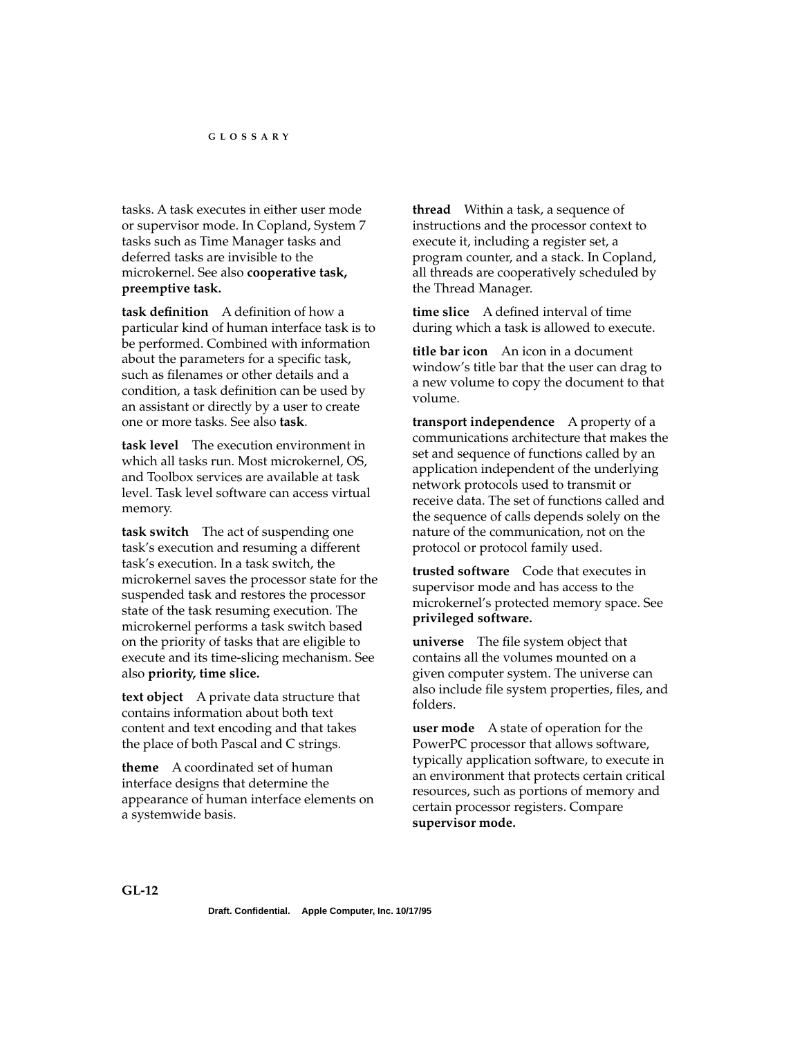tasks. A task executes in either user mode or supervisor mode. In Copland, System 7 tasks such as Time Manager tasks and deferred tasks are invisible to the microkernel. See also **cooperative task, preemptive task.**

**task definition** A definition of how a particular kind of human interface task is to be performed. Combined with information about the parameters for a specific task, such as filenames or other details and a condition, a task definition can be used by an assistant or directly by a user to create one or more tasks. See also **task**.

**task level** The execution environment in which all tasks run. Most microkernel, OS, and Toolbox services are available at task level. Task level software can access virtual memory.

**task switch** The act of suspending one task's execution and resuming a different task's execution. In a task switch, the microkernel saves the processor state for the suspended task and restores the processor state of the task resuming execution. The microkernel performs a task switch based on the priority of tasks that are eligible to execute and its time-slicing mechanism. See also **priority, time slice.**

**text object** A private data structure that contains information about both text content and text encoding and that takes the place of both Pascal and C strings.

**theme** A coordinated set of human interface designs that determine the appearance of human interface elements on a systemwide basis.

**thread** Within a task, a sequence of instructions and the processor context to execute it, including a register set, a program counter, and a stack. In Copland, all threads are cooperatively scheduled by the Thread Manager.

**time slice** A defined interval of time during which a task is allowed to execute.

**title bar icon** An icon in a document window's title bar that the user can drag to a new volume to copy the document to that volume.

**transport independence** A property of a communications architecture that makes the set and sequence of functions called by an application independent of the underlying network protocols used to transmit or receive data. The set of functions called and the sequence of calls depends solely on the nature of the communication, not on the protocol or protocol family used.

**trusted software** Code that executes in supervisor mode and has access to the microkernel's protected memory space. See **privileged software.**

**universe** The file system object that contains all the volumes mounted on a given computer system. The universe can also include file system properties, files, and folders.

**user mode** A state of operation for the PowerPC processor that allows software, typically application software, to execute in an environment that protects certain critical resources, such as portions of memory and certain processor registers. Compare **supervisor mode.**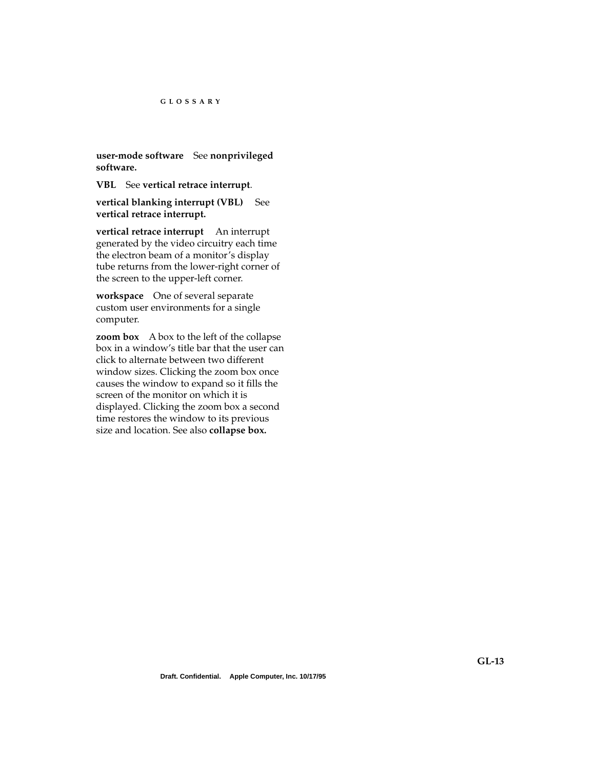**user-mode software**    See **nonprivileged software.**

**VBL**    See **vertical retrace interrupt**.

**vertical blanking interrupt (VBL)**    See **vertical retrace interrupt.**

**vertical retrace interrupt**    An interrupt generated by the video circuitry each time the electron beam of a monitor's display tube returns from the lower-right corner of the screen to the upper-left corner.

**workspace**    One of several separate custom user environments for a single computer.

**zoom box**    A box to the left of the collapse box in a window's title bar that the user can click to alternate between two different window sizes. Clicking the zoom box once causes the window to expand so it fills the screen of the monitor on which it is displayed. Clicking the zoom box a second time restores the window to its previous size and location. See also **collapse box.**